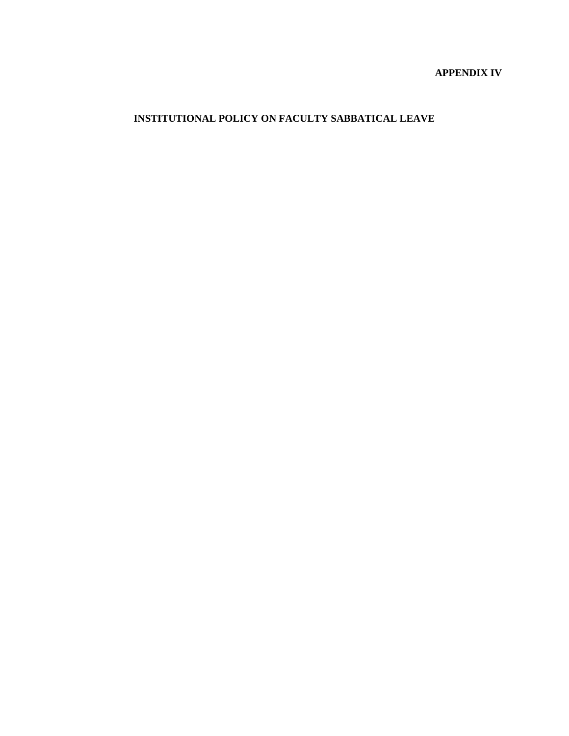**APPENDIX IV**

# INSTITUTIONAL POLICY ON FACULTY SABBATICAL LEAVE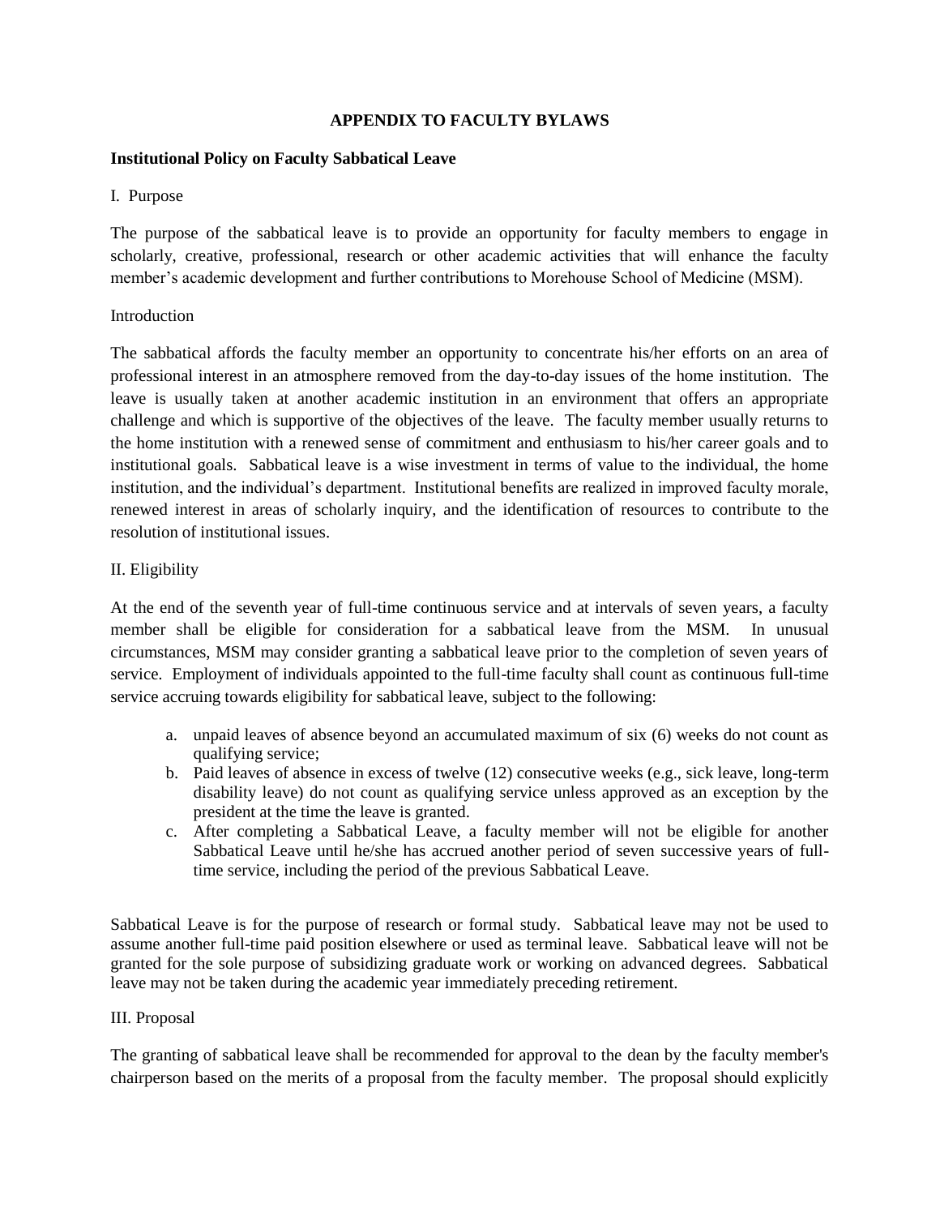## APPENDIX TO FACULTY BYLAWS

**Institutional Policy on Faculty Sabbatical Leave**

I. Purpose

The purpose of the sabbatical leave is to provide an opportunity for faculty members to engage in scholarly, creative, professional, research or other academic activities that will enhance the faculty member's academic development and further contributions to Morehouse School of Medicine (MSM).

Introduction

The sabbatical affords the faculty member an opportunity to concentrate his/her efforts on an area of professional interest in an atmosphere removed from the day-to-day issues of the home institution. The leave is usually taken at another academic institution in an environment that offers an appropriate challenge and which is supportive of the objectives of the leave. The faculty member usually returns to the home institution with a renewed sense of commitment and enthusiasm to his/her career goals and to institutional goals. Sabbatical leave is a wise investment in terms of value to the individual, the home institution, and the individual's department. Institutional benefits are realized in improved faculty morale, renewed interest in areas of scholarly inquiry, and the identification of resources to contribute to the resolution of institutional issues.

II. Eligibility

At the end of the seventh year of full-time continuous service and at intervals of seven years, a faculty member shall be eligible for consideration for a sabbatical leave from the MSM. In unusual circumstances, MSM may consider granting a sabbatical leave prior to the completion of seven years of service. Employment of individuals appointed to the full-time faculty shall count as continuous full-time service accruing towards eligibility for sabbatical leave, subject to the following:

a. unpaid leaves of absence beyond an accumulated maximum of six (6) weeks do not count as qualifying service;
b. Paid leaves of absence in excess of twelve (12) consecutive weeks (e.g., sick leave, long-term disability leave) do not count as qualifying service unless approved as an exception by the president at the time the leave is granted.
c. After completing a Sabbatical Leave, a faculty member will not be eligible for another Sabbatical Leave until he/she has accrued another period of seven successive years of full-time service, including the period of the previous Sabbatical Leave.

Sabbatical Leave is for the purpose of research or formal study. Sabbatical leave may not be used to assume another full-time paid position elsewhere or used as terminal leave. Sabbatical leave will not be granted for the sole purpose of subsidizing graduate work or working on advanced degrees. Sabbatical leave may not be taken during the academic year immediately preceding retirement.

III. Proposal

The granting of sabbatical leave shall be recommended for approval to the dean by the faculty member's chairperson based on the merits of a proposal from the faculty member. The proposal should explicitly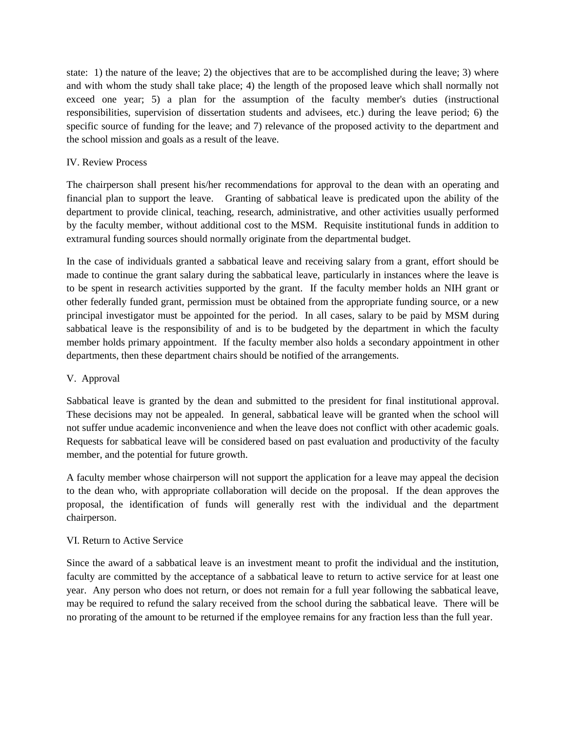state: 1) the nature of the leave; 2) the objectives that are to be accomplished during the leave; 3) where and with whom the study shall take place; 4) the length of the proposed leave which shall normally not exceed one year; 5) a plan for the assumption of the faculty member's duties (instructional responsibilities, supervision of dissertation students and advisees, etc.) during the leave period; 6) the specific source of funding for the leave; and 7) relevance of the proposed activity to the department and the school mission and goals as a result of the leave.

## IV. Review Process

The chairperson shall present his/her recommendations for approval to the dean with an operating and financial plan to support the leave. Granting of sabbatical leave is predicated upon the ability of the department to provide clinical, teaching, research, administrative, and other activities usually performed by the faculty member, without additional cost to the MSM. Requisite institutional funds in addition to extramural funding sources should normally originate from the departmental budget.

In the case of individuals granted a sabbatical leave and receiving salary from a grant, effort should be made to continue the grant salary during the sabbatical leave, particularly in instances where the leave is to be spent in research activities supported by the grant. If the faculty member holds an NIH grant or other federally funded grant, permission must be obtained from the appropriate funding source, or a new principal investigator must be appointed for the period. In all cases, salary to be paid by MSM during sabbatical leave is the responsibility of and is to be budgeted by the department in which the faculty member holds primary appointment. If the faculty member also holds a secondary appointment in other departments, then these department chairs should be notified of the arrangements.

## V. Approval

Sabbatical leave is granted by the dean and submitted to the president for final institutional approval. These decisions may not be appealed. In general, sabbatical leave will be granted when the school will not suffer undue academic inconvenience and when the leave does not conflict with other academic goals. Requests for sabbatical leave will be considered based on past evaluation and productivity of the faculty member, and the potential for future growth.

A faculty member whose chairperson will not support the application for a leave may appeal the decision to the dean who, with appropriate collaboration will decide on the proposal. If the dean approves the proposal, the identification of funds will generally rest with the individual and the department chairperson.

## VI. Return to Active Service

Since the award of a sabbatical leave is an investment meant to profit the individual and the institution, faculty are committed by the acceptance of a sabbatical leave to return to active service for at least one year. Any person who does not return, or does not remain for a full year following the sabbatical leave, may be required to refund the salary received from the school during the sabbatical leave. There will be no prorating of the amount to be returned if the employee remains for any fraction less than the full year.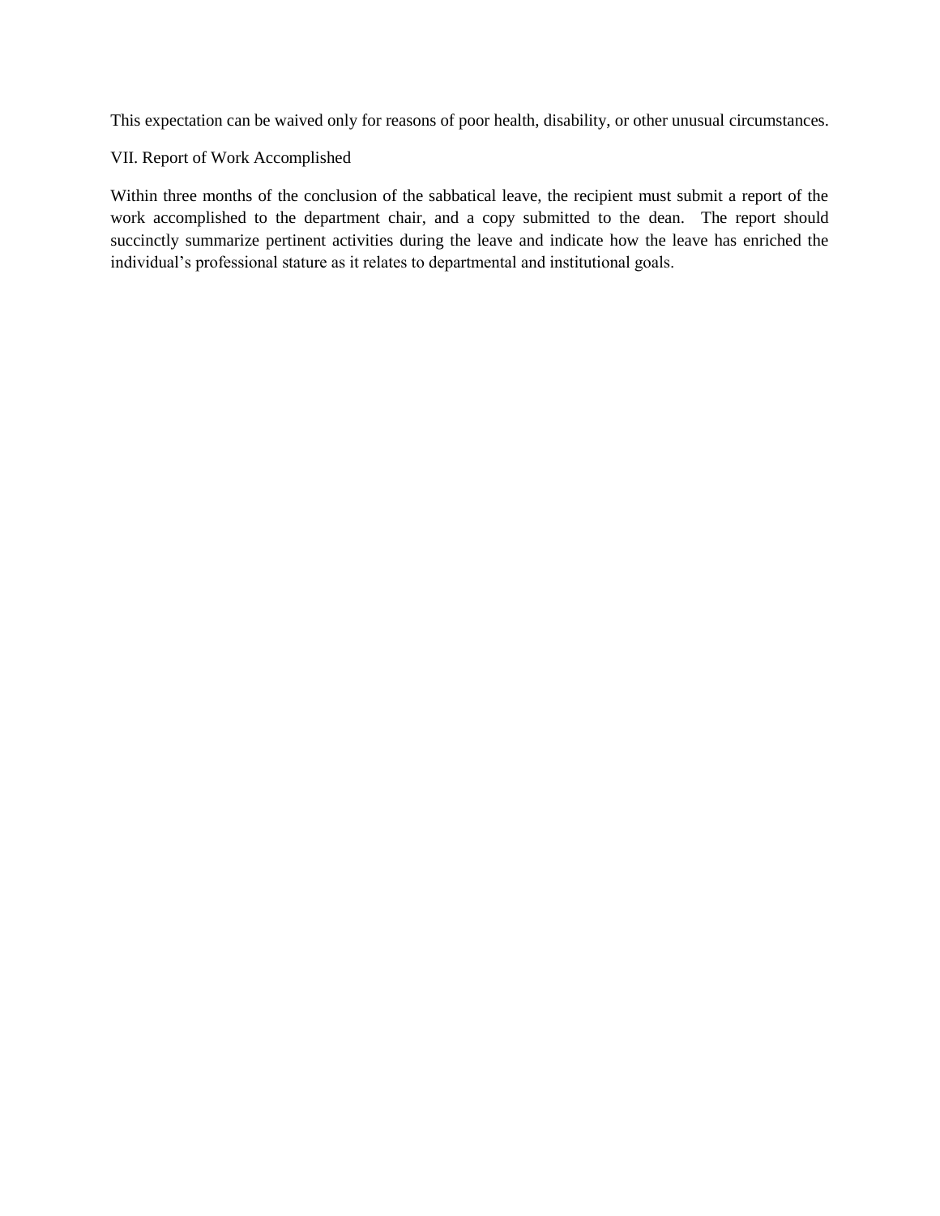This expectation can be waived only for reasons of poor health, disability, or other unusual circumstances.

## VII. Report of Work Accomplished

Within three months of the conclusion of the sabbatical leave, the recipient must submit a report of the work accomplished to the department chair, and a copy submitted to the dean. The report should succinctly summarize pertinent activities during the leave and indicate how the leave has enriched the individual's professional stature as it relates to departmental and institutional goals.